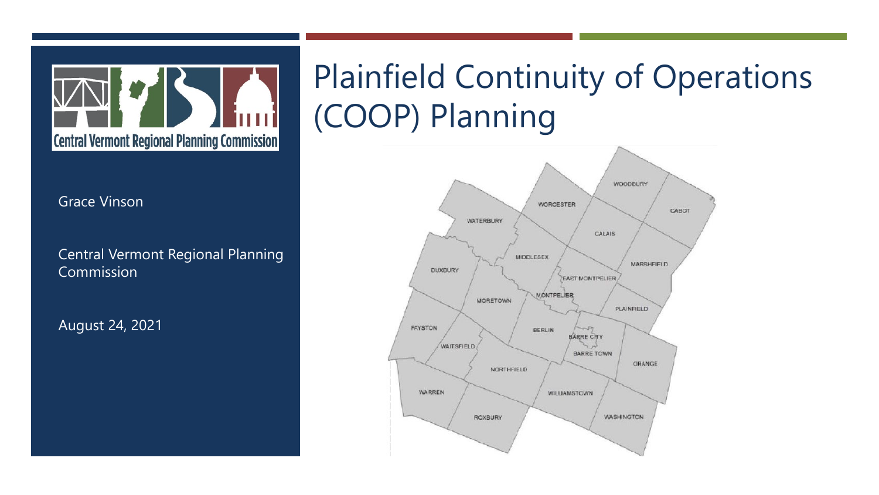# Plainfield Continuity of Operations (COOP) Planning

Central Vermont Regional Planning Commission

Grace Vinson

Central Vermont Regional Planning Commission

August 24, 2021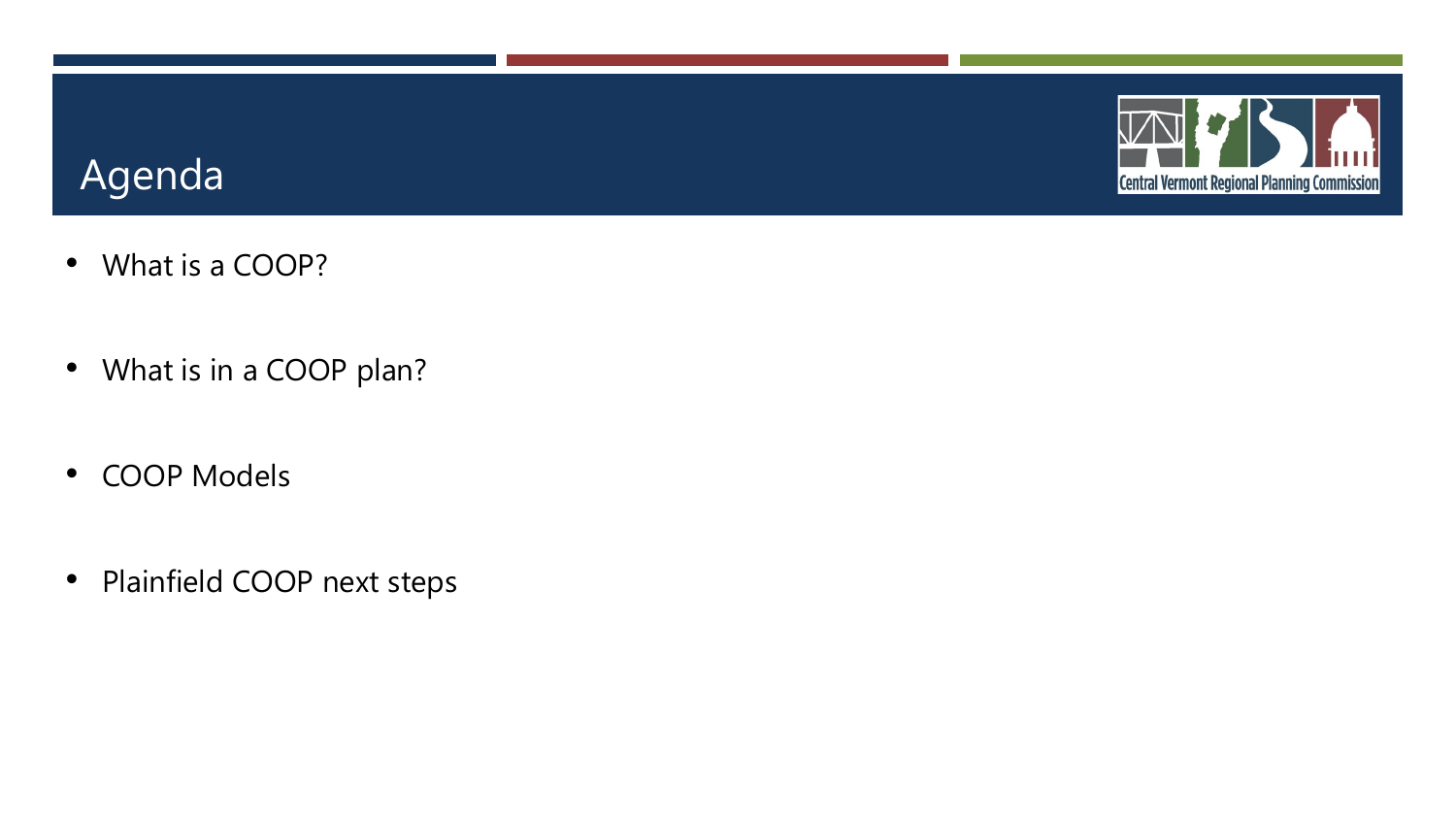# Agenda

- What is a COOP?
- What is in a COOP plan?
- COOP Models
- Plainfield COOP next steps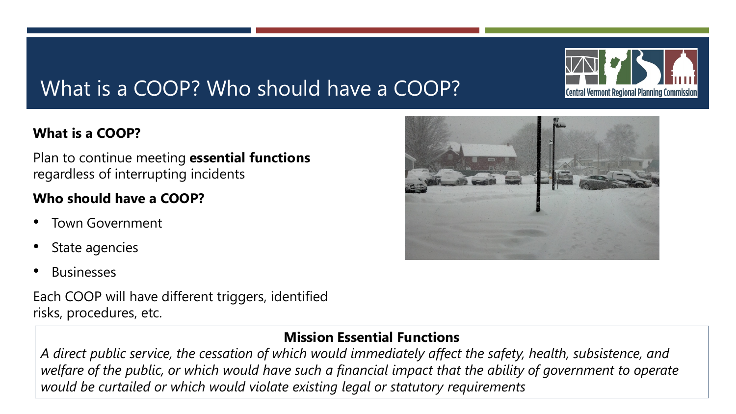# What is a COOP? Who should have a COOP?

**What is a COOP?**

Plan to continue meeting **essential functions** regardless of interrupting incidents

**Who should have a COOP?**

- Town Government
- State agencies
- Businesses

Each COOP will have different triggers, identified risks, procedures, etc.

**Mission Essential Functions**

*A direct public service, the cessation of which would immediately affect the safety, health, subsistence, and welfare of the public, or which would have such a financial impact that the ability of government to operate would be curtailed or which would violate existing legal or statutory requirements*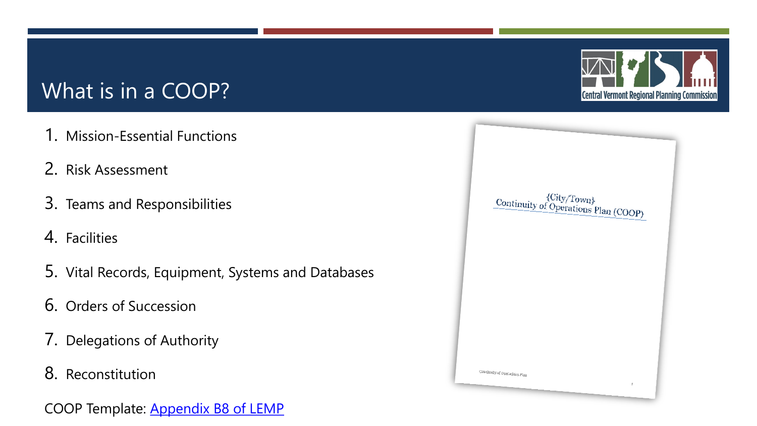# What is in a COOP?

1. Mission-Essential Functions
2. Risk Assessment
3. Teams and Responsibilities
4. Facilities
5. Vital Records, Equipment, Systems and Databases
6. Orders of Succession
7. Delegations of Authority
8. Reconstitution

COOP Template: [Appendix B8 of LEMP]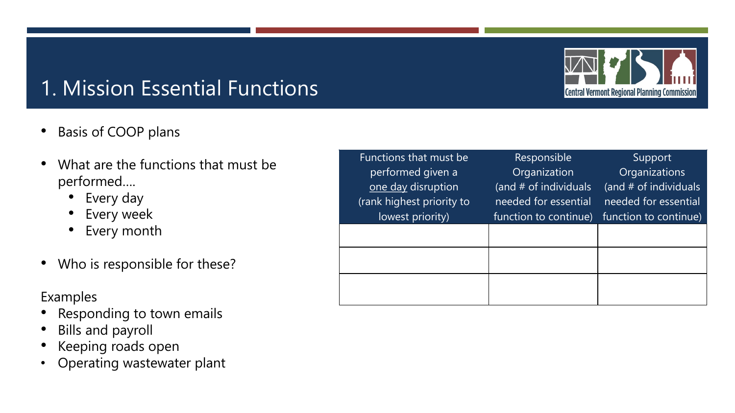# 1. Mission Essential Functions

- Basis of COOP plans
- What are the functions that must be performed....
  - Every day
  - Every week
  - Every month
- Who is responsible for these?

Examples

- Responding to town emails
- Bills and payroll
- Keeping roads open
- Operating wastewater plant

| Functions that must be performed given a one day disruption (rank highest priority to lowest priority) | Responsible Organization (and # of individuals needed for essential function to continue) | Support Organizations (and # of individuals needed for essential function to continue) |
|---|---|---|
| | | |
| | | |
| | | |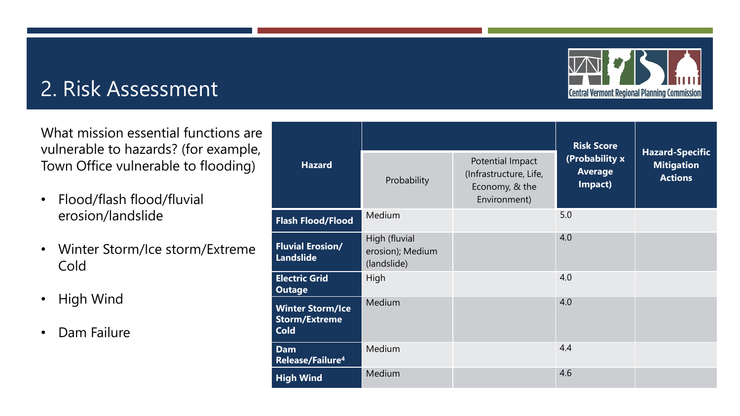## 2. Risk Assessment

What mission essential functions are vulnerable to hazards? (for example, Town Office vulnerable to flooding)

- Flood/flash flood/fluvial erosion/landslide
- Winter Storm/Ice storm/Extreme Cold
- High Wind
- Dam Failure

| Hazard | Probability | Potential Impact (Infrastructure, Life, Economy, & the Environment) | Risk Score (Probability x Average Impact) | Hazard-Specific Mitigation Actions |
|---|---|---|---|---|
| **Flash Flood/Flood** | Medium | | 5.0 | |
| **Fluvial Erosion/ Landslide** | High (fluvial erosion); Medium (landslide) | | 4.0 | |
| **Electric Grid Outage** | High | | 4.0 | |
| **Winter Storm/Ice Storm/Extreme Cold** | Medium | | 4.0 | |
| **Dam Release/Failure[4]** | Medium | | 4.4 | |
| **High Wind** | Medium | | 4.6 | |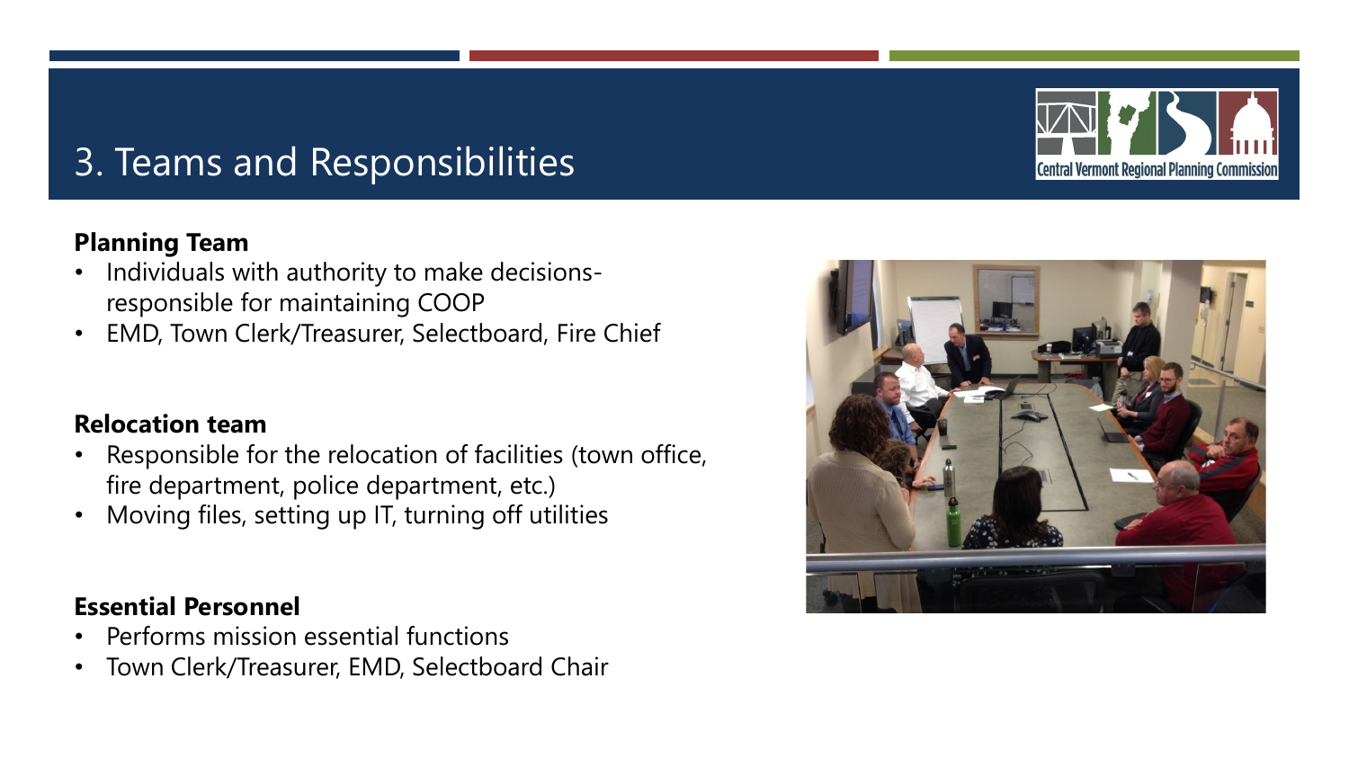# 3. Teams and Responsibilities

**Planning Team**

- Individuals with authority to make decisions- responsible for maintaining COOP
- EMD, Town Clerk/Treasurer, Selectboard, Fire Chief

**Relocation team**

- Responsible for the relocation of facilities (town office, fire department, police department, etc.)
- Moving files, setting up IT, turning off utilities

**Essential Personnel**

- Performs mission essential functions
- Town Clerk/Treasurer, EMD, Selectboard Chair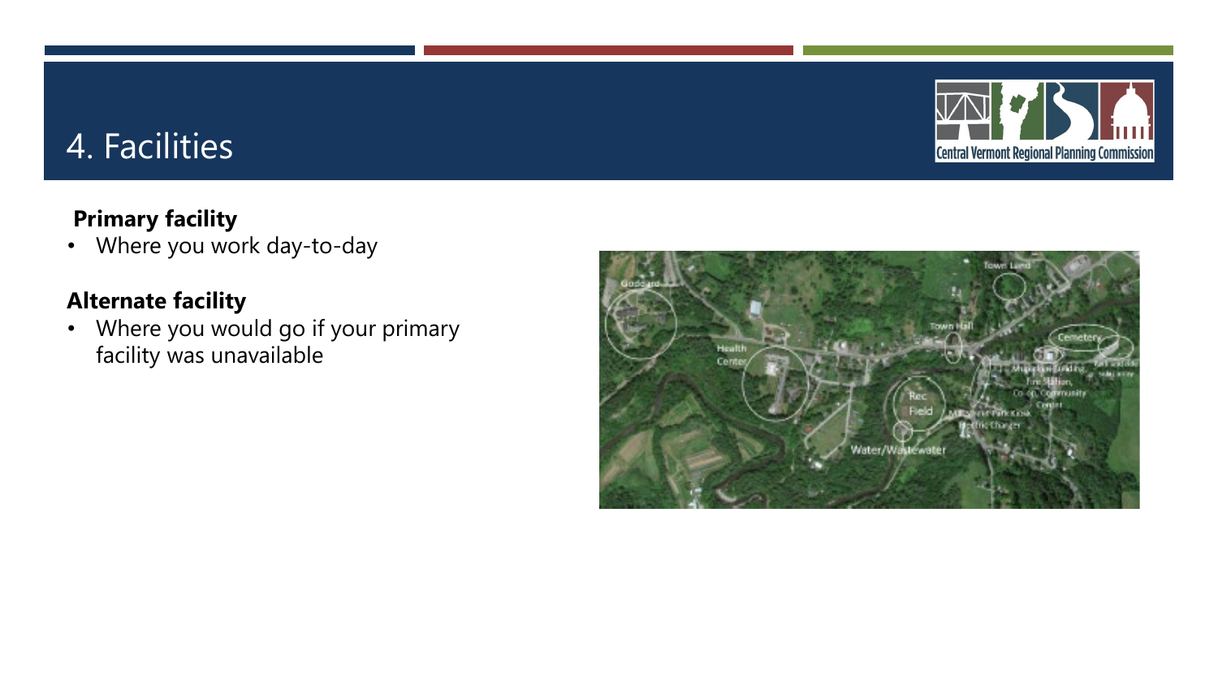# 4. Facilities

**Primary facility**

- Where you work day-to-day

**Alternate facility**

- Where you would go if your primary facility was unavailable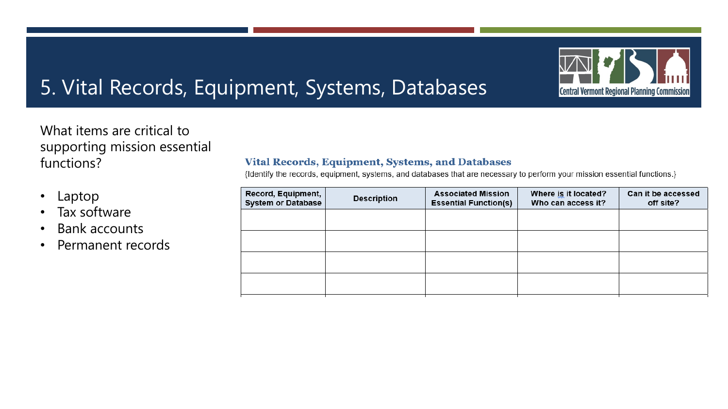# 5. Vital Records, Equipment, Systems, Databases

What items are critical to supporting mission essential functions?

- Laptop
- Tax software
- Bank accounts
- Permanent records

### Vital Records, Equipment, Systems, and Databases

{Identify the records, equipment, systems, and databases that are necessary to perform your mission essential functions.}

| Record, Equipment, System or Database | Description | Associated Mission Essential Function(s) | Where is it located? Who can access it? | Can it be accessed off site? |
|---|---|---|---|---|
| | | | | |
| | | | | |
| | | | | |
| | | | | |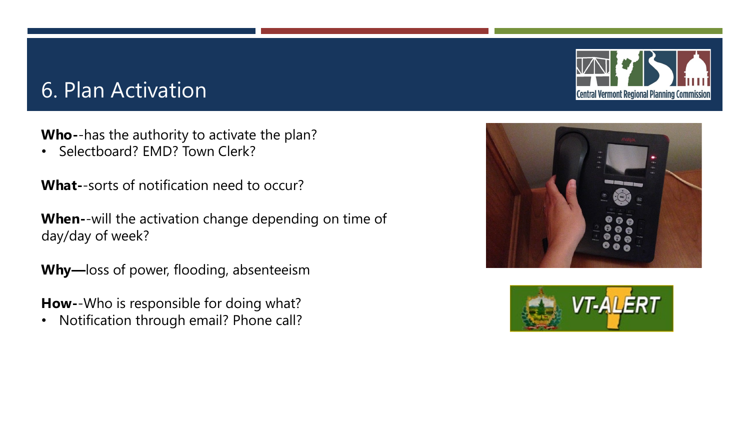# 6. Plan Activation

**Who-**-has the authority to activate the plan?

- Selectboard? EMD? Town Clerk?

**What-**-sorts of notification need to occur?

**When-**-will the activation change depending on time of day/day of week?

**Why—**loss of power, flooding, absenteeism

**How-**-Who is responsible for doing what?

- Notification through email? Phone call?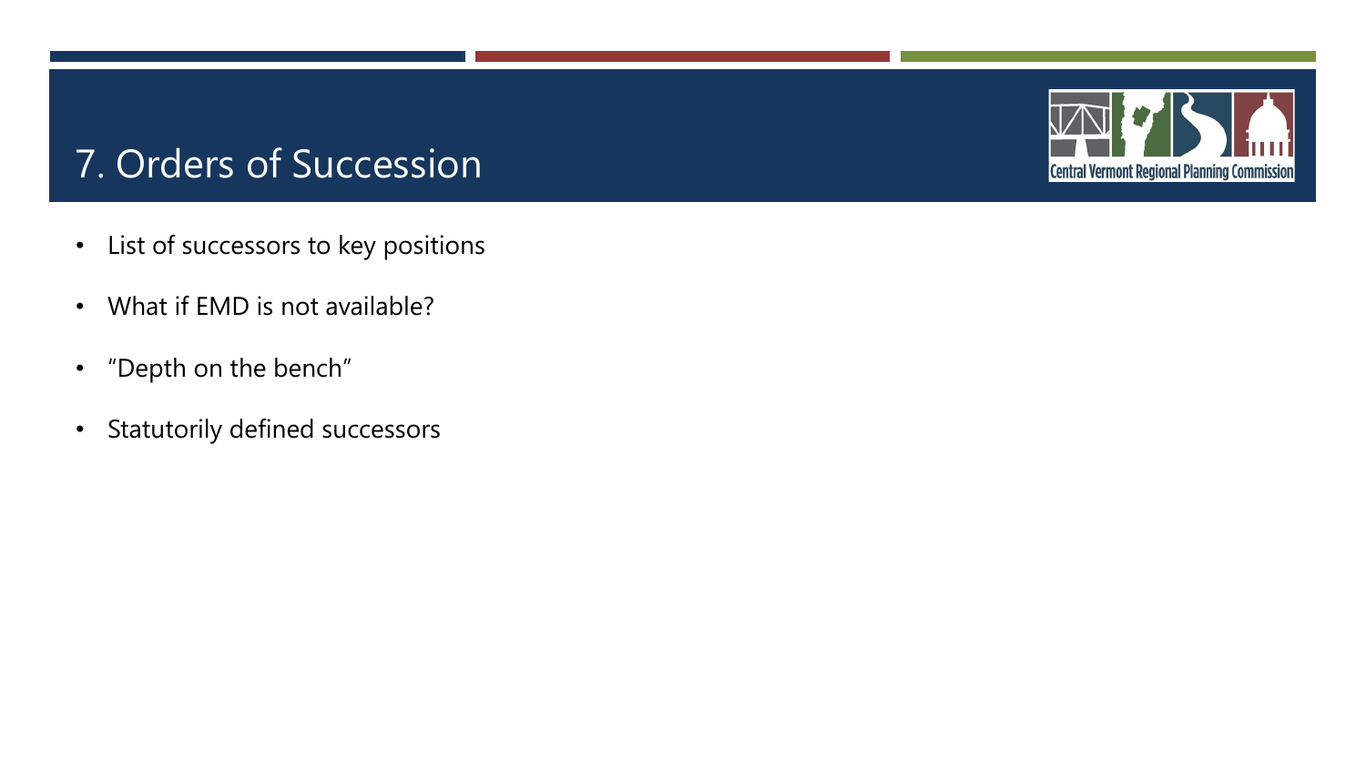# 7. Orders of Succession

- List of successors to key positions
- What if EMD is not available?
- "Depth on the bench"
- Statutorily defined successors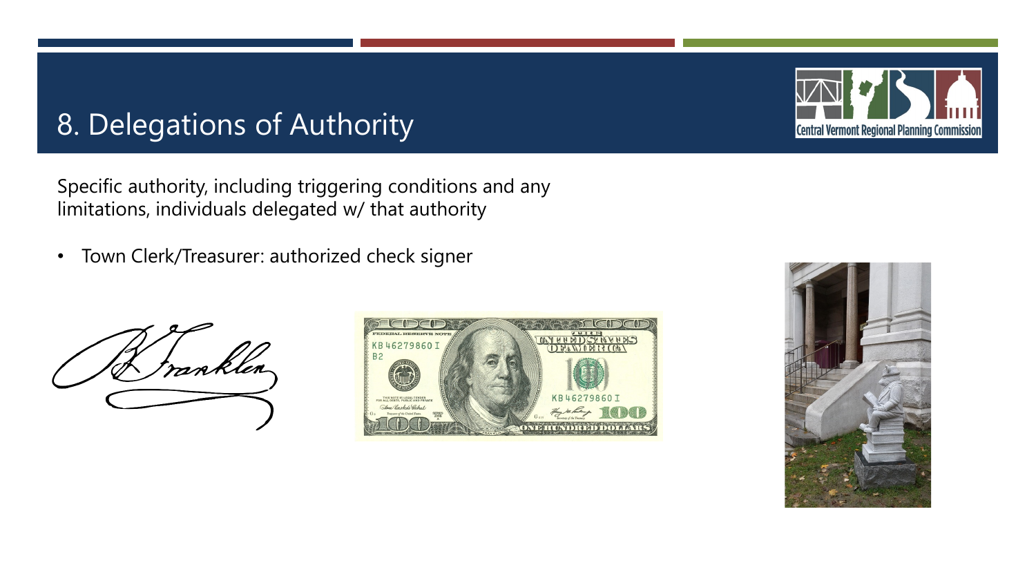# 8. Delegations of Authority

Specific authority, including triggering conditions and any limitations, individuals delegated w/ that authority

- Town Clerk/Treasurer: authorized check signer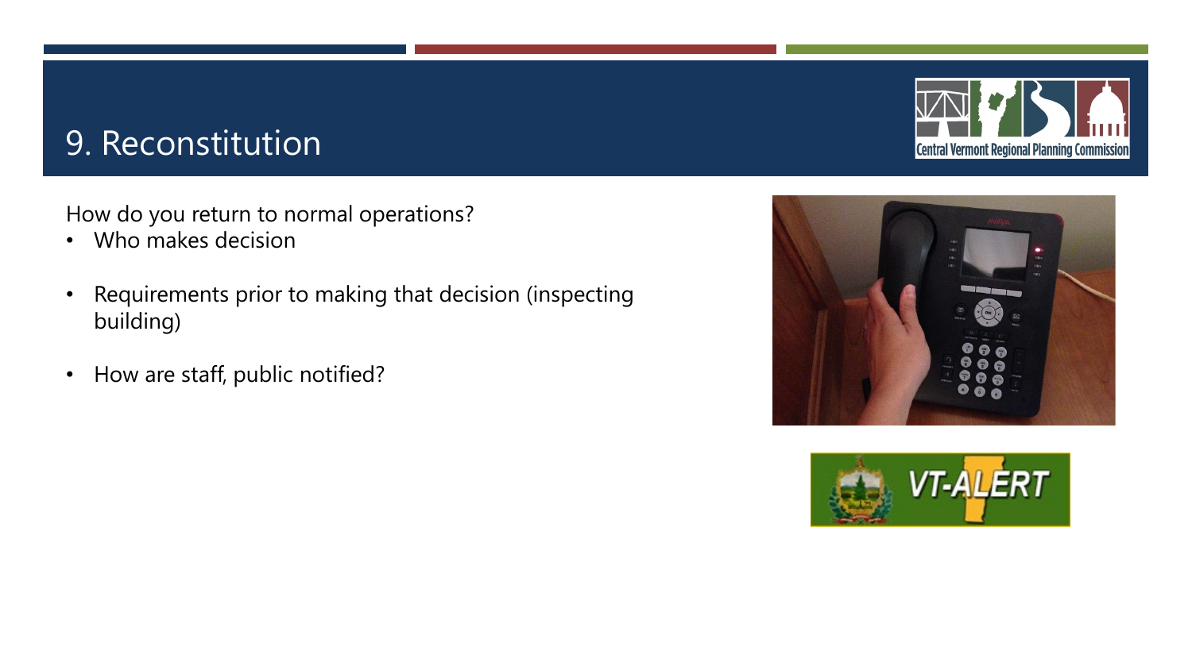# 9. Reconstitution

How do you return to normal operations?

- Who makes decision
- Requirements prior to making that decision (inspecting building)
- How are staff, public notified?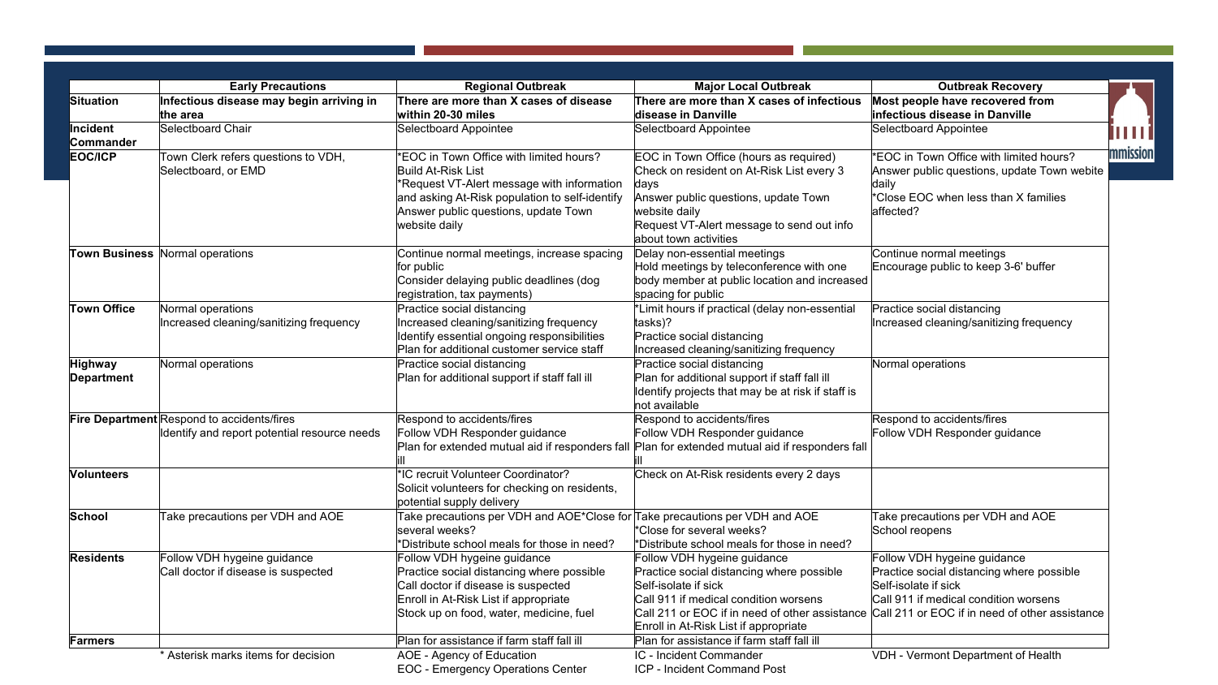| | Early Precautions | Regional Outbreak | Major Local Outbreak | Outbreak Recovery |
|---|---|---|---|---|
| **Situation** | **Infectious disease may begin arriving in the area** | **There are more than X cases of disease within 20-30 miles** | **There are more than X cases of infectious disease in Danville** | **Most people have recovered from infectious disease in Danville** |
| **Incident Commander** | Selectboard Chair | Selectboard Appointee | Selectboard Appointee | Selectboard Appointee |
| **EOC/ICP** | Town Clerk refers questions to VDH, Selectboard, or EMD | *EOC in Town Office with limited hours?<br>Build At-Risk List<br>*Request VT-Alert message with information and asking At-Risk population to self-identify<br>Answer public questions, update Town website daily | EOC in Town Office (hours as required)<br>Check on resident on At-Risk List every 3 days<br>Answer public questions, update Town website daily<br>Request VT-Alert message to send out info about town activities | *EOC in Town Office with limited hours?<br>Answer public questions, update Town webite daily<br>*Close EOC when less than X families affected? |
| **Town Business** | Normal operations | Continue normal meetings, increase spacing for public<br>Consider delaying public deadlines (dog registration, tax payments) | Delay non-essential meetings<br>Hold meetings by teleconference with one body member at public location and increased spacing for public | Continue normal meetings<br>Encourage public to keep 3-6' buffer |
| **Town Office** | Normal operations<br>Increased cleaning/sanitizing frequency | Practice social distancing<br>Increased cleaning/sanitizing frequency<br>Identify essential ongoing responsibilities<br>Plan for additional customer service staff | *Limit hours if practical (delay non-essential tasks)?<br>Practice social distancing<br>Increased cleaning/sanitizing frequency | Practice social distancing<br>Increased cleaning/sanitizing frequency |
| **Highway Department** | Normal operations | Practice social distancing<br>Plan for additional support if staff fall ill | Practice social distancing<br>Plan for additional support if staff fall ill<br>Identify projects that may be at risk if staff is not available | Normal operations |
| **Fire Department** | Respond to accidents/fires<br>Identify and report potential resource needs | Respond to accidents/fires<br>Follow VDH Responder guidance<br>Plan for extended mutual aid if responders fall ill | Respond to accidents/fires<br>Follow VDH Responder guidance<br>Plan for extended mutual aid if responders fall ill | Respond to accidents/fires<br>Follow VDH Responder guidance |
| **Volunteers** | | *IC recruit Volunteer Coordinator?<br>Solicit volunteers for checking on residents, potential supply delivery | Check on At-Risk residents every 2 days | |
| **School** | Take precautions per VDH and AOE | Take precautions per VDH and AOE*Close for several weeks?<br>*Distribute school meals for those in need? | Take precautions per VDH and AOE<br>*Close for several weeks?<br>*Distribute school meals for those in need? | Take precautions per VDH and AOE<br>School reopens |
| **Residents** | Follow VDH hygeine guidance<br>Call doctor if disease is suspected | Follow VDH hygeine guidance<br>Practice social distancing where possible<br>Call doctor if disease is suspected<br>Enroll in At-Risk List if appropriate<br>Stock up on food, water, medicine, fuel | Follow VDH hygeine guidance<br>Practice social distancing where possible<br>Self-isolate if sick<br>Call 911 if medical condition worsens<br>Call 211 or EOC if in need of other assistance<br>Enroll in At-Risk List if appropriate | Follow VDH hygeine guidance<br>Practice social distancing where possible<br>Self-isolate if sick<br>Call 911 if medical condition worsens<br>Call 211 or EOC if in need of other assistance |
| **Farmers** | | Plan for assistance if farm staff fall ill | Plan for assistance if farm staff fall ill | |
| | * Asterisk marks items for decision | AOE - Agency of Education<br>EOC - Emergency Operations Center | IC - Incident Commander<br>ICP - Incident Command Post | VDH - Vermont Department of Health |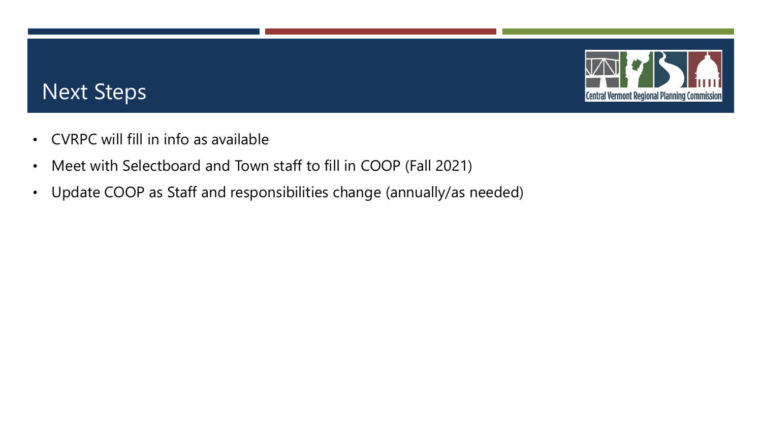# Next Steps

- CVRPC will fill in info as available
- Meet with Selectboard and Town staff to fill in COOP (Fall 2021)
- Update COOP as Staff and responsibilities change (annually/as needed)